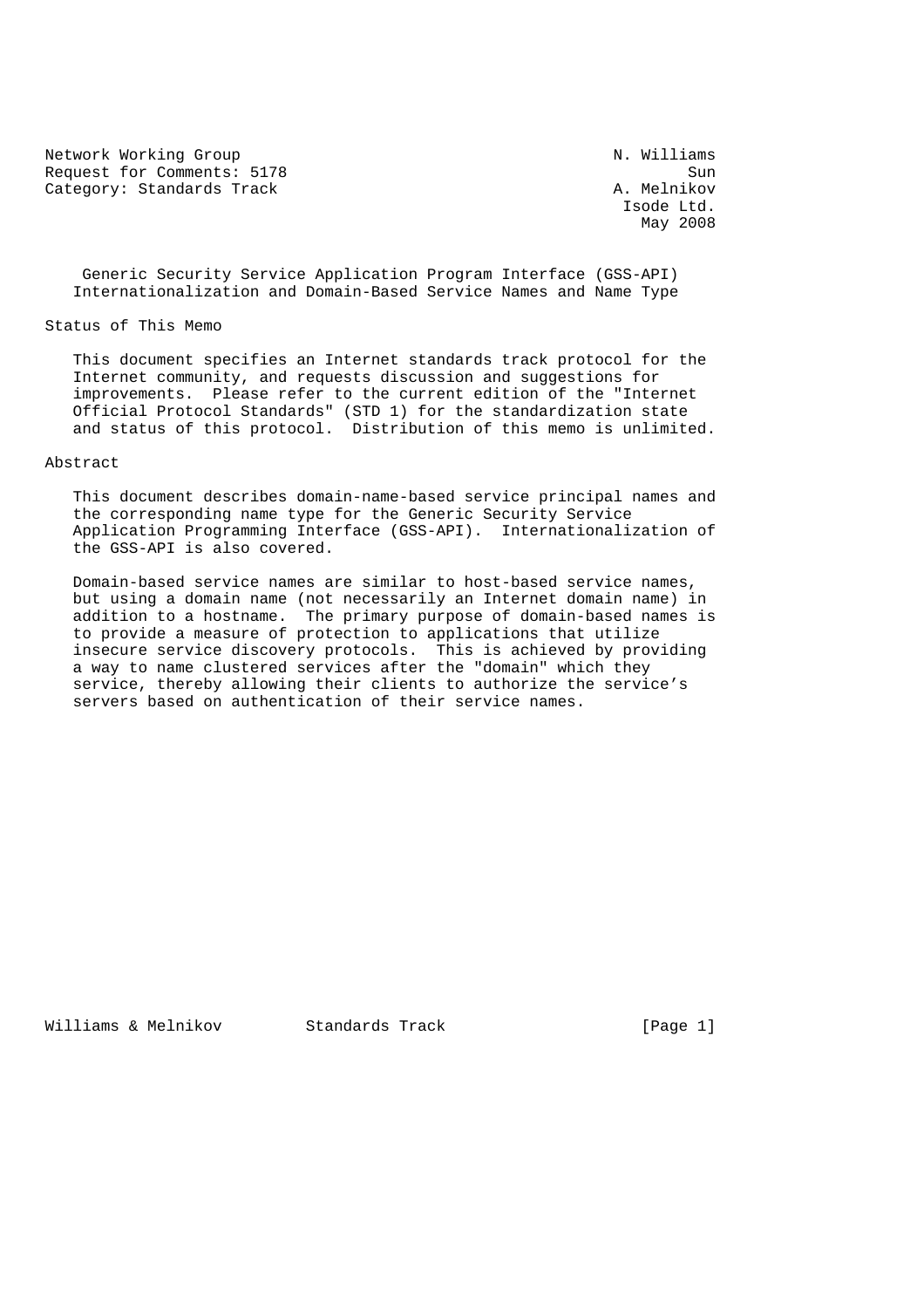Network Working Group N. Williams
Request for Comments: 5178 Sun
Category: Standards Track A. Melnikov
Isode Ltd.
May 2008

# Generic Security Service Application Program Interface (GSS-API) Internationalization and Domain-Based Service Names and Name Type

## Status of This Memo

This document specifies an Internet standards track protocol for the Internet community, and requests discussion and suggestions for improvements. Please refer to the current edition of the "Internet Official Protocol Standards" (STD 1) for the standardization state and status of this protocol. Distribution of this memo is unlimited.

## Abstract

This document describes domain-name-based service principal names and the corresponding name type for the Generic Security Service Application Programming Interface (GSS-API). Internationalization of the GSS-API is also covered.

Domain-based service names are similar to host-based service names, but using a domain name (not necessarily an Internet domain name) in addition to a hostname. The primary purpose of domain-based names is to provide a measure of protection to applications that utilize insecure service discovery protocols. This is achieved by providing a way to name clustered services after the "domain" which they service, thereby allowing their clients to authorize the service's servers based on authentication of their service names.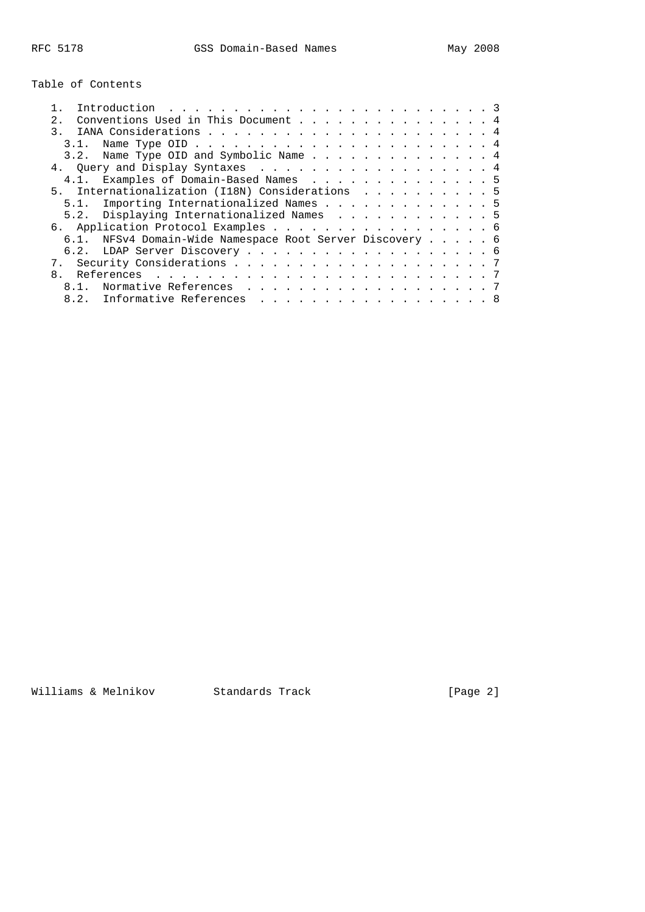## Table of Contents

```
   1.  Introduction . . . . . . . . . . . . . . . . . . . . . . . . . 3
   2.  Conventions Used in This Document . . . . . . . . . . . . . . . 4
   3.  IANA Considerations . . . . . . . . . . . . . . . . . . . . . . 4
     3.1.  Name Type OID . . . . . . . . . . . . . . . . . . . . . . . 4
     3.2.  Name Type OID and Symbolic Name . . . . . . . . . . . . . . 4
   4.  Query and Display Syntaxes  . . . . . . . . . . . . . . . . . . 4
     4.1.  Examples of Domain-Based Names  . . . . . . . . . . . . . . 5
   5.  Internationalization (I18N) Considerations  . . . . . . . . . . 5
     5.1.  Importing Internationalized Names . . . . . . . . . . . . . 5
     5.2.  Displaying Internationalized Names  . . . . . . . . . . . . 5
   6.  Application Protocol Examples . . . . . . . . . . . . . . . . . 6
     6.1.  NFSv4 Domain-Wide Namespace Root Server Discovery . . . . . 6
     6.2.  LDAP Server Discovery . . . . . . . . . . . . . . . . . . . 6
   7.  Security Considerations . . . . . . . . . . . . . . . . . . . . 7
   8.  References  . . . . . . . . . . . . . . . . . . . . . . . . . . 7
     8.1.  Normative References  . . . . . . . . . . . . . . . . . . . 7
     8.2.  Informative References  . . . . . . . . . . . . . . . . . . 8
```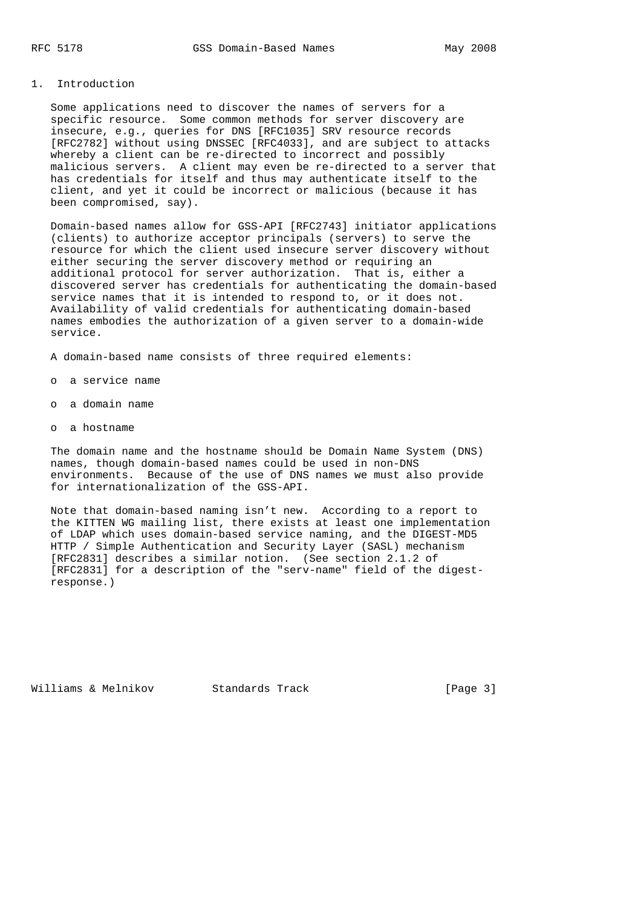## 1. Introduction

Some applications need to discover the names of servers for a specific resource. Some common methods for server discovery are insecure, e.g., queries for DNS [RFC1035] SRV resource records [RFC2782] without using DNSSEC [RFC4033], and are subject to attacks whereby a client can be re-directed to incorrect and possibly malicious servers. A client may even be re-directed to a server that has credentials for itself and thus may authenticate itself to the client, and yet it could be incorrect or malicious (because it has been compromised, say).

Domain-based names allow for GSS-API [RFC2743] initiator applications (clients) to authorize acceptor principals (servers) to serve the resource for which the client used insecure server discovery without either securing the server discovery method or requiring an additional protocol for server authorization. That is, either a discovered server has credentials for authenticating the domain-based service names that it is intended to respond to, or it does not. Availability of valid credentials for authenticating domain-based names embodies the authorization of a given server to a domain-wide service.

A domain-based name consists of three required elements:

- a service name
- a domain name
- a hostname

The domain name and the hostname should be Domain Name System (DNS) names, though domain-based names could be used in non-DNS environments. Because of the use of DNS names we must also provide for internationalization of the GSS-API.

Note that domain-based naming isn't new. According to a report to the KITTEN WG mailing list, there exists at least one implementation of LDAP which uses domain-based service naming, and the DIGEST-MD5 HTTP / Simple Authentication and Security Layer (SASL) mechanism [RFC2831] describes a similar notion. (See section 2.1.2 of [RFC2831] for a description of the "serv-name" field of the digest-response.)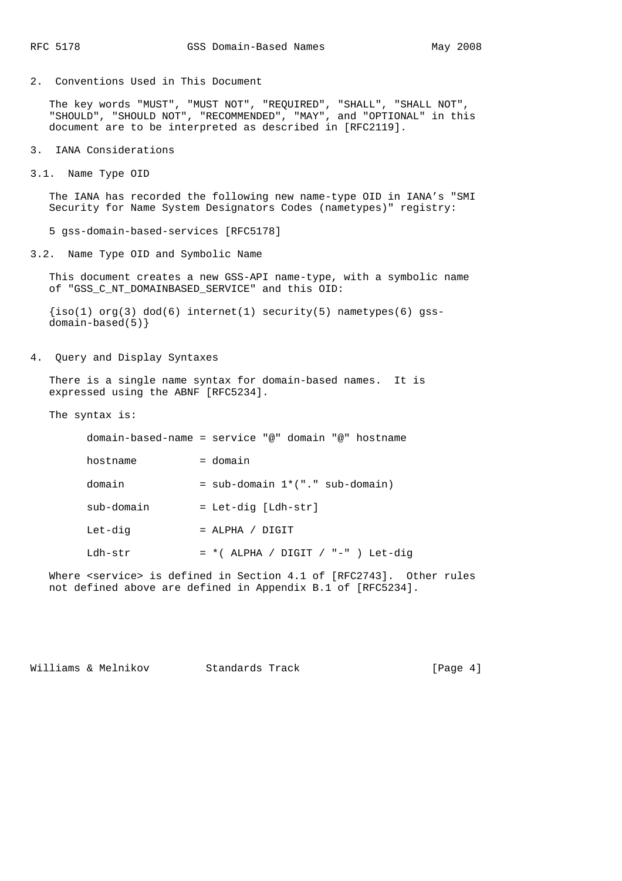## 2. Conventions Used in This Document

The key words "MUST", "MUST NOT", "REQUIRED", "SHALL", "SHALL NOT", "SHOULD", "SHOULD NOT", "RECOMMENDED", "MAY", and "OPTIONAL" in this document are to be interpreted as described in [RFC2119].

## 3. IANA Considerations

### 3.1. Name Type OID

The IANA has recorded the following new name-type OID in IANA's "SMI Security for Name System Designators Codes (nametypes)" registry:

5 gss-domain-based-services [RFC5178]

### 3.2. Name Type OID and Symbolic Name

This document creates a new GSS-API name-type, with a symbolic name of "GSS_C_NT_DOMAINBASED_SERVICE" and this OID:

{iso(1) org(3) dod(6) internet(1) security(5) nametypes(6) gss-domain-based(5)}

## 4. Query and Display Syntaxes

There is a single name syntax for domain-based names. It is expressed using the ABNF [RFC5234].

The syntax is:

```
domain-based-name = service "@" domain "@" hostname

hostname          = domain

domain            = sub-domain 1*("." sub-domain)

sub-domain        = Let-dig [Ldh-str]

Let-dig           = ALPHA / DIGIT

Ldh-str           = *( ALPHA / DIGIT / "-" ) Let-dig
```

Where <service> is defined in Section 4.1 of [RFC2743]. Other rules not defined above are defined in Appendix B.1 of [RFC5234].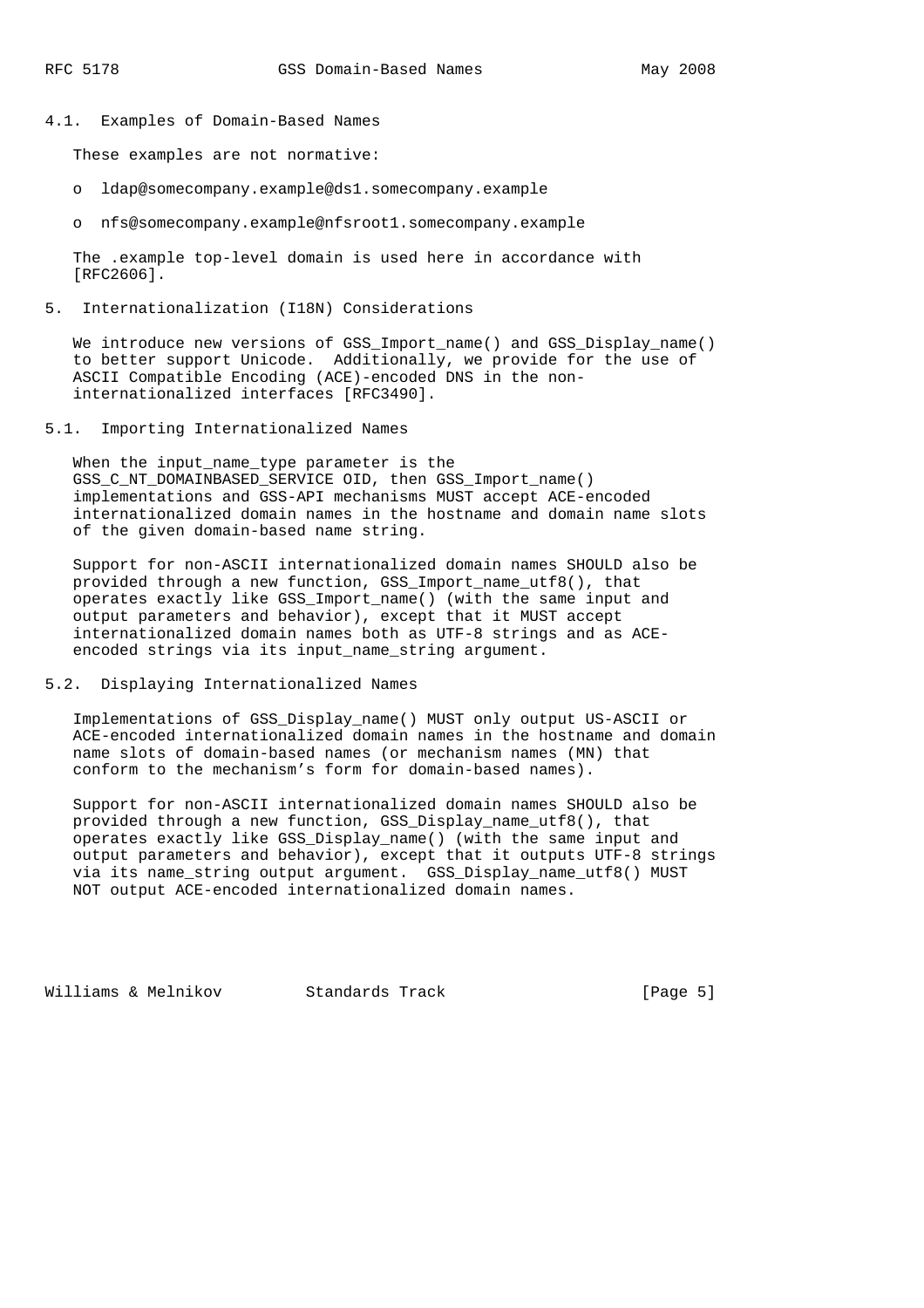### 4.1. Examples of Domain-Based Names

These examples are not normative:

- ldap@somecompany.example@ds1.somecompany.example
- nfs@somecompany.example@nfsroot1.somecompany.example

The .example top-level domain is used here in accordance with [RFC2606].

## 5. Internationalization (I18N) Considerations

We introduce new versions of GSS_Import_name() and GSS_Display_name() to better support Unicode. Additionally, we provide for the use of ASCII Compatible Encoding (ACE)-encoded DNS in the non-internationalized interfaces [RFC3490].

### 5.1. Importing Internationalized Names

When the input_name_type parameter is the GSS_C_NT_DOMAINBASED_SERVICE OID, then GSS_Import_name() implementations and GSS-API mechanisms MUST accept ACE-encoded internationalized domain names in the hostname and domain name slots of the given domain-based name string.

Support for non-ASCII internationalized domain names SHOULD also be provided through a new function, GSS_Import_name_utf8(), that operates exactly like GSS_Import_name() (with the same input and output parameters and behavior), except that it MUST accept internationalized domain names both as UTF-8 strings and as ACE-encoded strings via its input_name_string argument.

### 5.2. Displaying Internationalized Names

Implementations of GSS_Display_name() MUST only output US-ASCII or ACE-encoded internationalized domain names in the hostname and domain name slots of domain-based names (or mechanism names (MN) that conform to the mechanism's form for domain-based names).

Support for non-ASCII internationalized domain names SHOULD also be provided through a new function, GSS_Display_name_utf8(), that operates exactly like GSS_Display_name() (with the same input and output parameters and behavior), except that it outputs UTF-8 strings via its name_string output argument. GSS_Display_name_utf8() MUST NOT output ACE-encoded internationalized domain names.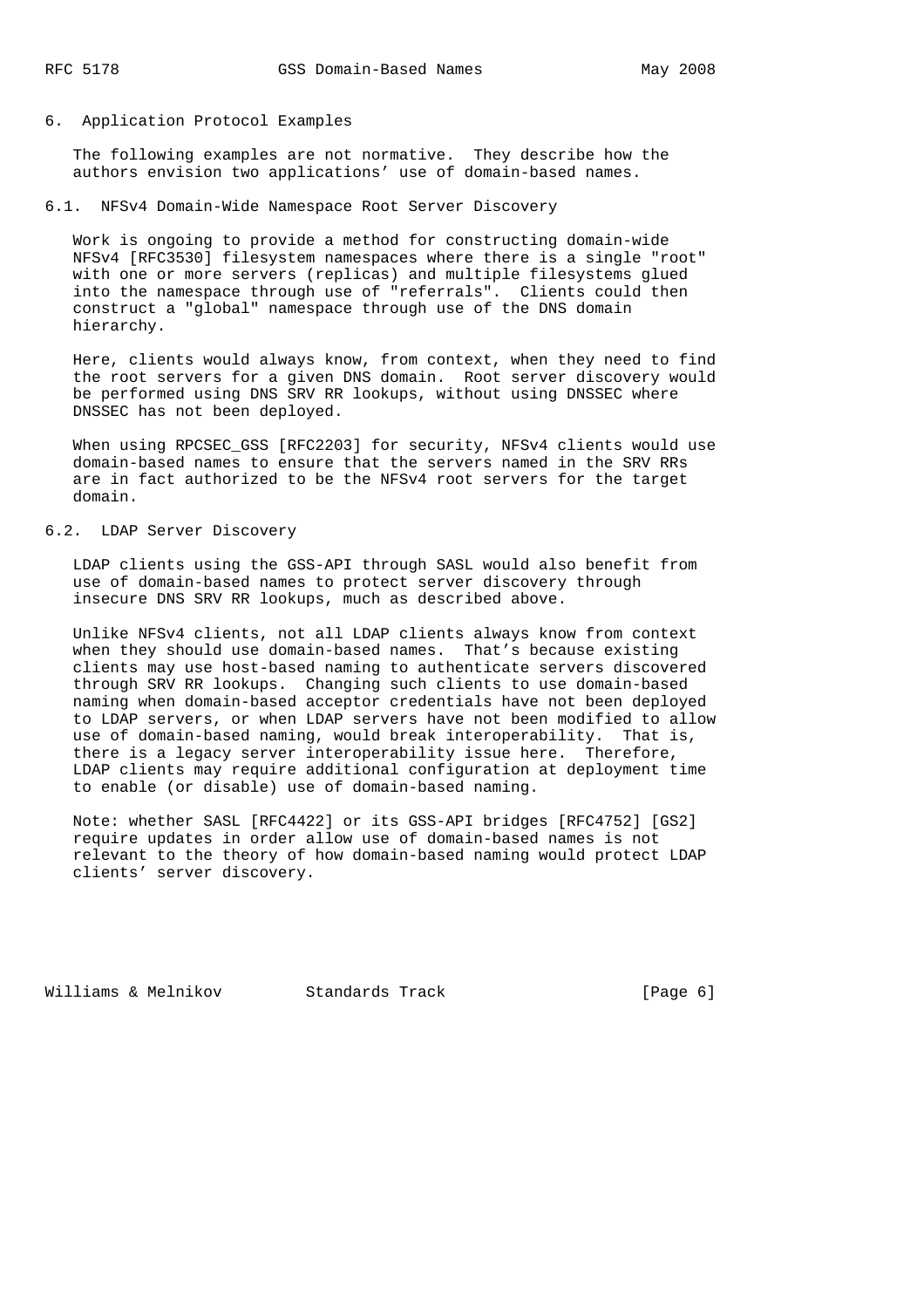## 6. Application Protocol Examples

The following examples are not normative. They describe how the authors envision two applications' use of domain-based names.

### 6.1. NFSv4 Domain-Wide Namespace Root Server Discovery

Work is ongoing to provide a method for constructing domain-wide NFSv4 [RFC3530] filesystem namespaces where there is a single "root" with one or more servers (replicas) and multiple filesystems glued into the namespace through use of "referrals". Clients could then construct a "global" namespace through use of the DNS domain hierarchy.

Here, clients would always know, from context, when they need to find the root servers for a given DNS domain. Root server discovery would be performed using DNS SRV RR lookups, without using DNSSEC where DNSSEC has not been deployed.

When using RPCSEC_GSS [RFC2203] for security, NFSv4 clients would use domain-based names to ensure that the servers named in the SRV RRs are in fact authorized to be the NFSv4 root servers for the target domain.

### 6.2. LDAP Server Discovery

LDAP clients using the GSS-API through SASL would also benefit from use of domain-based names to protect server discovery through insecure DNS SRV RR lookups, much as described above.

Unlike NFSv4 clients, not all LDAP clients always know from context when they should use domain-based names. That's because existing clients may use host-based naming to authenticate servers discovered through SRV RR lookups. Changing such clients to use domain-based naming when domain-based acceptor credentials have not been deployed to LDAP servers, or when LDAP servers have not been modified to allow use of domain-based naming, would break interoperability. That is, there is a legacy server interoperability issue here. Therefore, LDAP clients may require additional configuration at deployment time to enable (or disable) use of domain-based naming.

Note: whether SASL [RFC4422] or its GSS-API bridges [RFC4752] [GS2] require updates in order allow use of domain-based names is not relevant to the theory of how domain-based naming would protect LDAP clients' server discovery.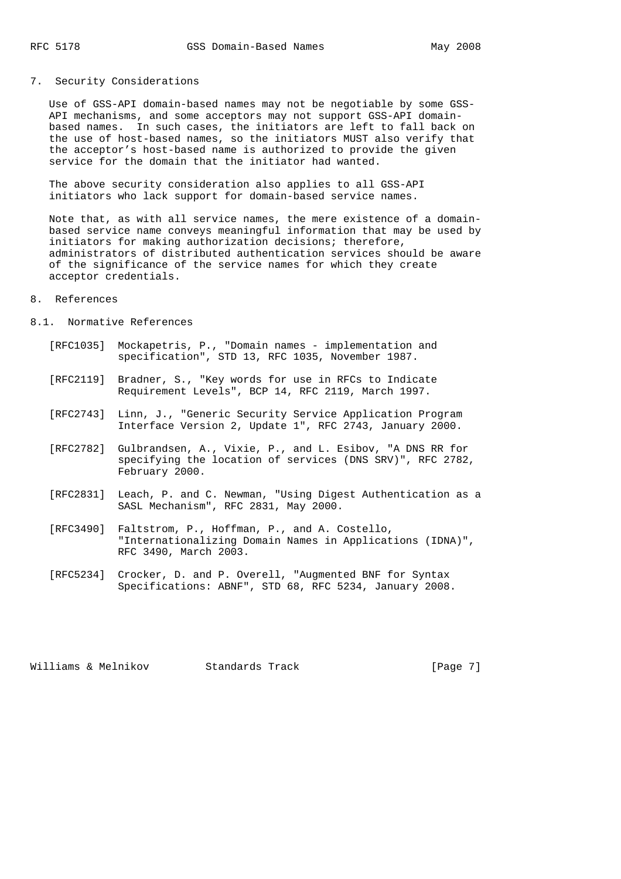## 7. Security Considerations

Use of GSS-API domain-based names may not be negotiable by some GSS-API mechanisms, and some acceptors may not support GSS-API domain-based names. In such cases, the initiators are left to fall back on the use of host-based names, so the initiators MUST also verify that the acceptor's host-based name is authorized to provide the given service for the domain that the initiator had wanted.

The above security consideration also applies to all GSS-API initiators who lack support for domain-based service names.

Note that, as with all service names, the mere existence of a domain-based service name conveys meaningful information that may be used by initiators for making authorization decisions; therefore, administrators of distributed authentication services should be aware of the significance of the service names for which they create acceptor credentials.

## 8. References

### 8.1. Normative References

[RFC1035] Mockapetris, P., "Domain names - implementation and specification", STD 13, RFC 1035, November 1987.

[RFC2119] Bradner, S., "Key words for use in RFCs to Indicate Requirement Levels", BCP 14, RFC 2119, March 1997.

[RFC2743] Linn, J., "Generic Security Service Application Program Interface Version 2, Update 1", RFC 2743, January 2000.

[RFC2782] Gulbrandsen, A., Vixie, P., and L. Esibov, "A DNS RR for specifying the location of services (DNS SRV)", RFC 2782, February 2000.

[RFC2831] Leach, P. and C. Newman, "Using Digest Authentication as a SASL Mechanism", RFC 2831, May 2000.

[RFC3490] Faltstrom, P., Hoffman, P., and A. Costello, "Internationalizing Domain Names in Applications (IDNA)", RFC 3490, March 2003.

[RFC5234] Crocker, D. and P. Overell, "Augmented BNF for Syntax Specifications: ABNF", STD 68, RFC 5234, January 2008.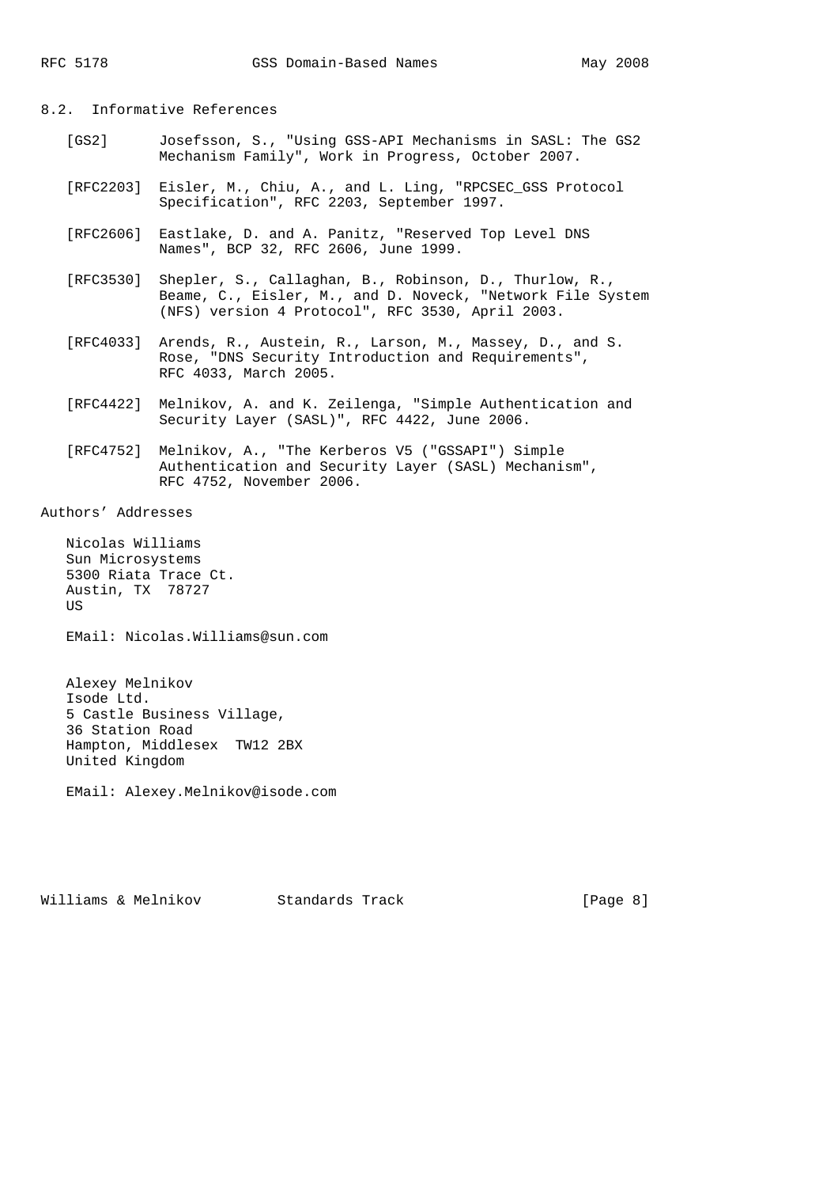### 8.2. Informative References

[GS2] Josefsson, S., "Using GSS-API Mechanisms in SASL: The GS2 Mechanism Family", Work in Progress, October 2007.

[RFC2203] Eisler, M., Chiu, A., and L. Ling, "RPCSEC_GSS Protocol Specification", RFC 2203, September 1997.

[RFC2606] Eastlake, D. and A. Panitz, "Reserved Top Level DNS Names", BCP 32, RFC 2606, June 1999.

[RFC3530] Shepler, S., Callaghan, B., Robinson, D., Thurlow, R., Beame, C., Eisler, M., and D. Noveck, "Network File System (NFS) version 4 Protocol", RFC 3530, April 2003.

[RFC4033] Arends, R., Austein, R., Larson, M., Massey, D., and S. Rose, "DNS Security Introduction and Requirements", RFC 4033, March 2005.

[RFC4422] Melnikov, A. and K. Zeilenga, "Simple Authentication and Security Layer (SASL)", RFC 4422, June 2006.

[RFC4752] Melnikov, A., "The Kerberos V5 ("GSSAPI") Simple Authentication and Security Layer (SASL) Mechanism", RFC 4752, November 2006.

## Authors' Addresses

Nicolas Williams
Sun Microsystems
5300 Riata Trace Ct.
Austin, TX 78727
US

EMail: Nicolas.Williams@sun.com

Alexey Melnikov
Isode Ltd.
5 Castle Business Village,
36 Station Road
Hampton, Middlesex TW12 2BX
United Kingdom

EMail: Alexey.Melnikov@isode.com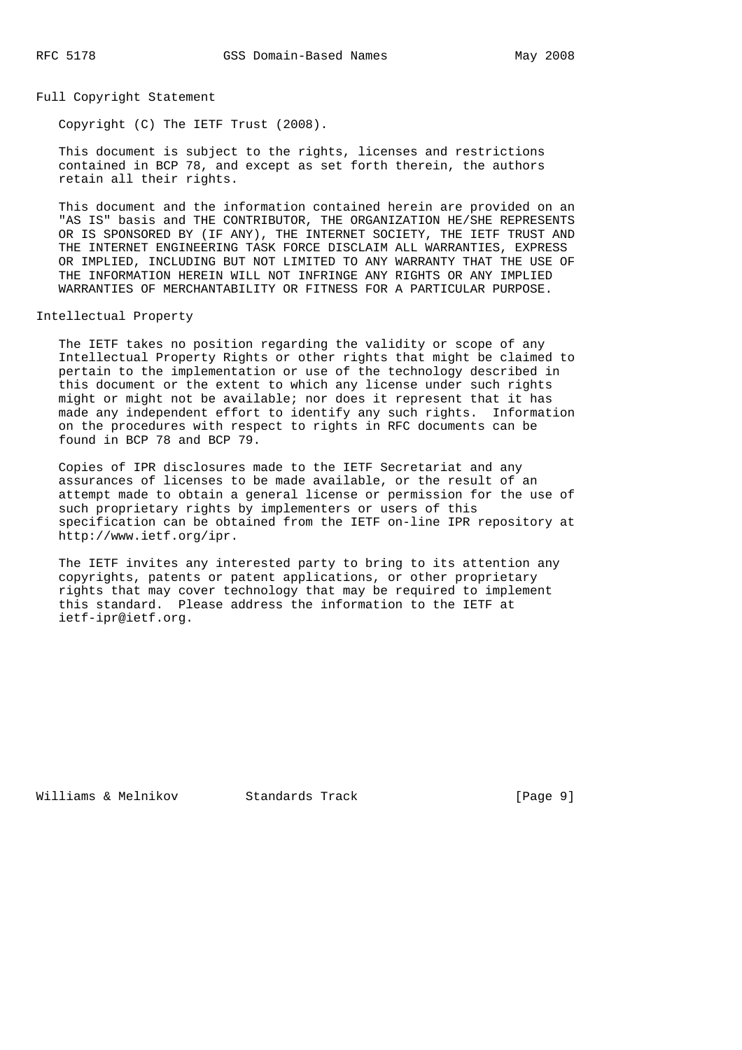## Full Copyright Statement

Copyright (C) The IETF Trust (2008).

This document is subject to the rights, licenses and restrictions contained in BCP 78, and except as set forth therein, the authors retain all their rights.

This document and the information contained herein are provided on an "AS IS" basis and THE CONTRIBUTOR, THE ORGANIZATION HE/SHE REPRESENTS OR IS SPONSORED BY (IF ANY), THE INTERNET SOCIETY, THE IETF TRUST AND THE INTERNET ENGINEERING TASK FORCE DISCLAIM ALL WARRANTIES, EXPRESS OR IMPLIED, INCLUDING BUT NOT LIMITED TO ANY WARRANTY THAT THE USE OF THE INFORMATION HEREIN WILL NOT INFRINGE ANY RIGHTS OR ANY IMPLIED WARRANTIES OF MERCHANTABILITY OR FITNESS FOR A PARTICULAR PURPOSE.

## Intellectual Property

The IETF takes no position regarding the validity or scope of any Intellectual Property Rights or other rights that might be claimed to pertain to the implementation or use of the technology described in this document or the extent to which any license under such rights might or might not be available; nor does it represent that it has made any independent effort to identify any such rights. Information on the procedures with respect to rights in RFC documents can be found in BCP 78 and BCP 79.

Copies of IPR disclosures made to the IETF Secretariat and any assurances of licenses to be made available, or the result of an attempt made to obtain a general license or permission for the use of such proprietary rights by implementers or users of this specification can be obtained from the IETF on-line IPR repository at http://www.ietf.org/ipr.

The IETF invites any interested party to bring to its attention any copyrights, patents or patent applications, or other proprietary rights that may cover technology that may be required to implement this standard. Please address the information to the IETF at ietf-ipr@ietf.org.